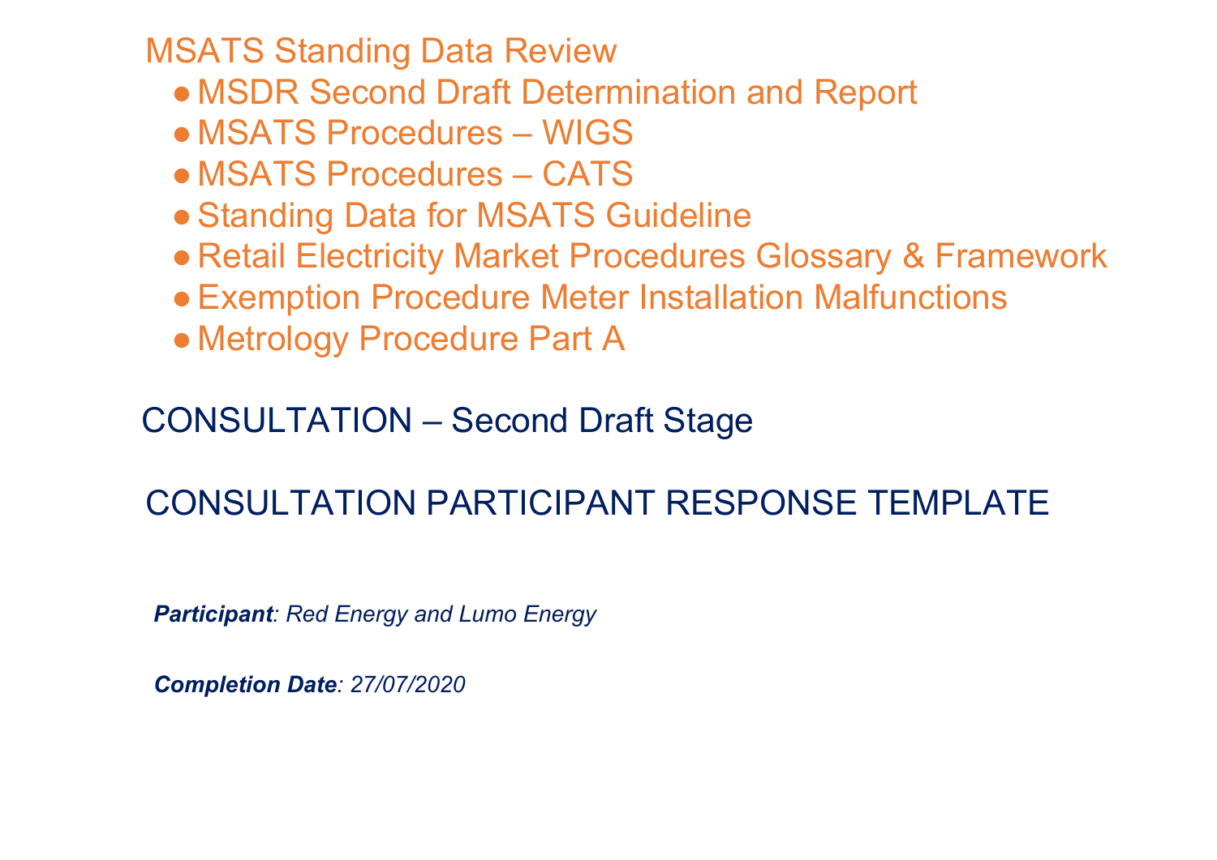# MSATS Standing Data Review

- MSDR Second Draft Determination and Report
- MSATS Procedures – WIGS
- MSATS Procedures – CATS
- Standing Data for MSATS Guideline
- Retail Electricity Market Procedures Glossary & Framework
- Exemption Procedure Meter Installation Malfunctions
- Metrology Procedure Part A

## CONSULTATION – Second Draft Stage

## CONSULTATION PARTICIPANT RESPONSE TEMPLATE

***Participant**: Red Energy and Lumo Energy*

***Completion Date**: 27/07/2020*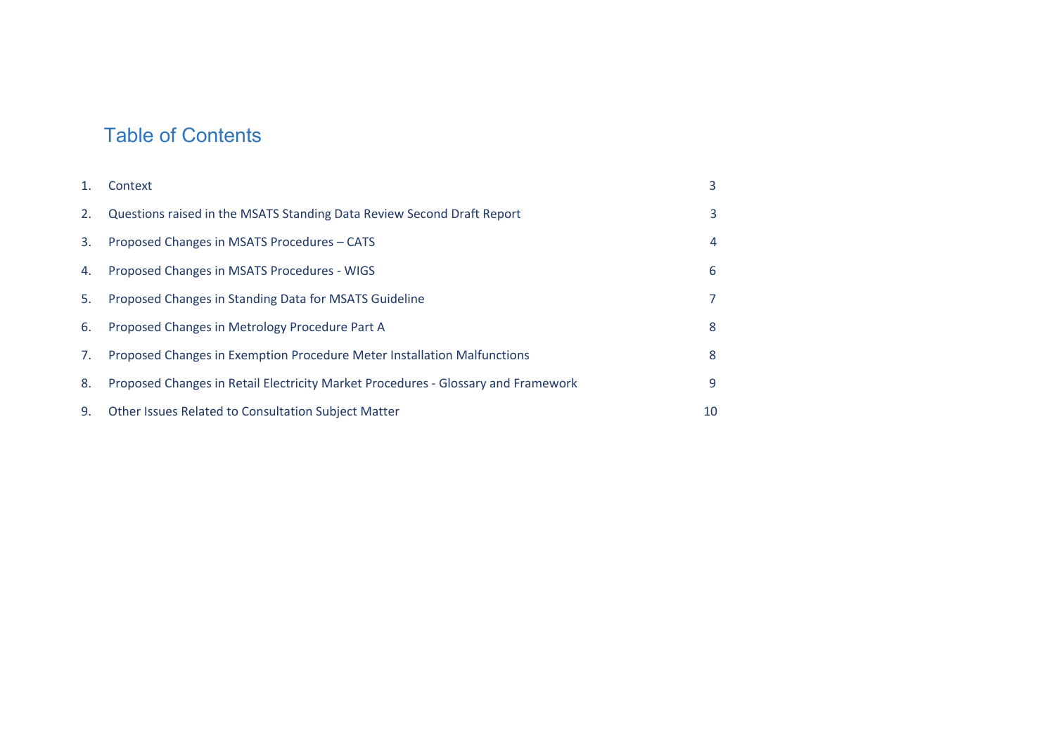# Table of Contents

| | | |
|---|---|---|
| 1. | Context | 3 |
| 2. | Questions raised in the MSATS Standing Data Review Second Draft Report | 3 |
| 3. | Proposed Changes in MSATS Procedures – CATS | 4 |
| 4. | Proposed Changes in MSATS Procedures - WIGS | 6 |
| 5. | Proposed Changes in Standing Data for MSATS Guideline | 7 |
| 6. | Proposed Changes in Metrology Procedure Part A | 8 |
| 7. | Proposed Changes in Exemption Procedure Meter Installation Malfunctions | 8 |
| 8. | Proposed Changes in Retail Electricity Market Procedures - Glossary and Framework | 9 |
| 9. | Other Issues Related to Consultation Subject Matter | 10 |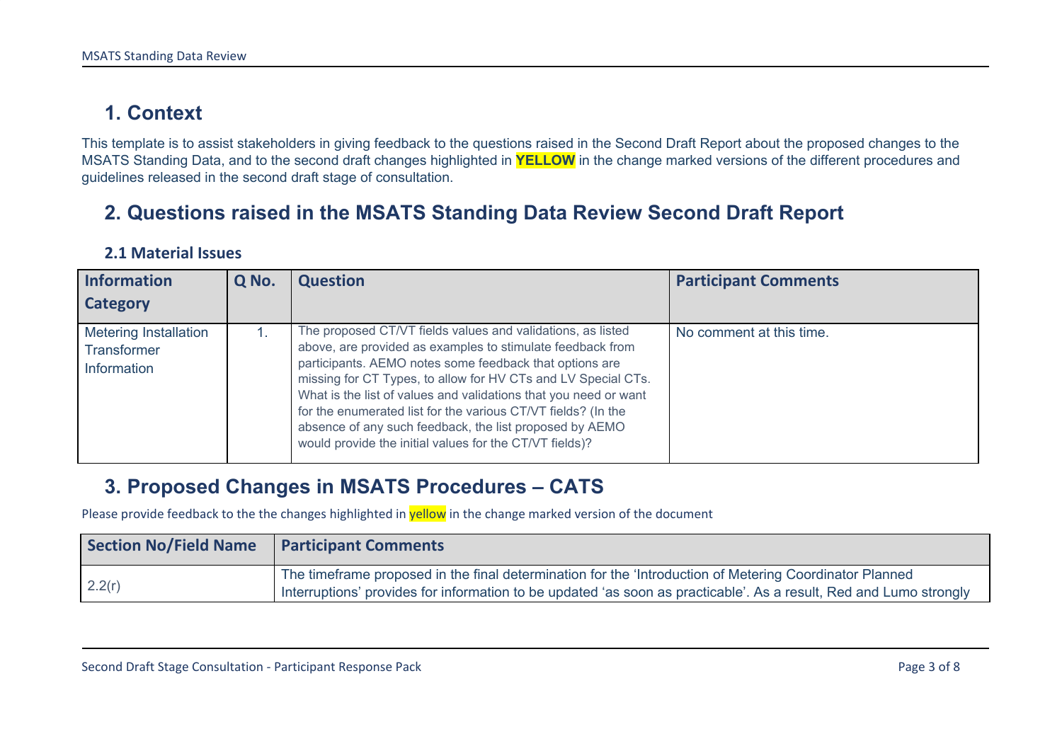# 1. Context

This template is to assist stakeholders in giving feedback to the questions raised in the Second Draft Report about the proposed changes to the MSATS Standing Data, and to the second draft changes highlighted in **YELLOW** in the change marked versions of the different procedures and guidelines released in the second draft stage of consultation.

# 2. Questions raised in the MSATS Standing Data Review Second Draft Report

## 2.1 Material Issues

| Information Category | Q No. | Question | Participant Comments |
|---|---|---|---|
| Metering Installation Transformer Information | 1. | The proposed CT/VT fields values and validations, as listed above, are provided as examples to stimulate feedback from participants. AEMO notes some feedback that options are missing for CT Types, to allow for HV CTs and LV Special CTs. What is the list of values and validations that you need or want for the enumerated list for the various CT/VT fields? (In the absence of any such feedback, the list proposed by AEMO would provide the initial values for the CT/VT fields)? | No comment at this time. |

# 3. Proposed Changes in MSATS Procedures – CATS

Please provide feedback to the the changes highlighted in yellow in the change marked version of the document

| Section No/Field Name | Participant Comments |
|---|---|
| 2.2(r) | The timeframe proposed in the final determination for the 'Introduction of Metering Coordinator Planned Interruptions' provides for information to be updated 'as soon as practicable'. As a result, Red and Lumo strongly |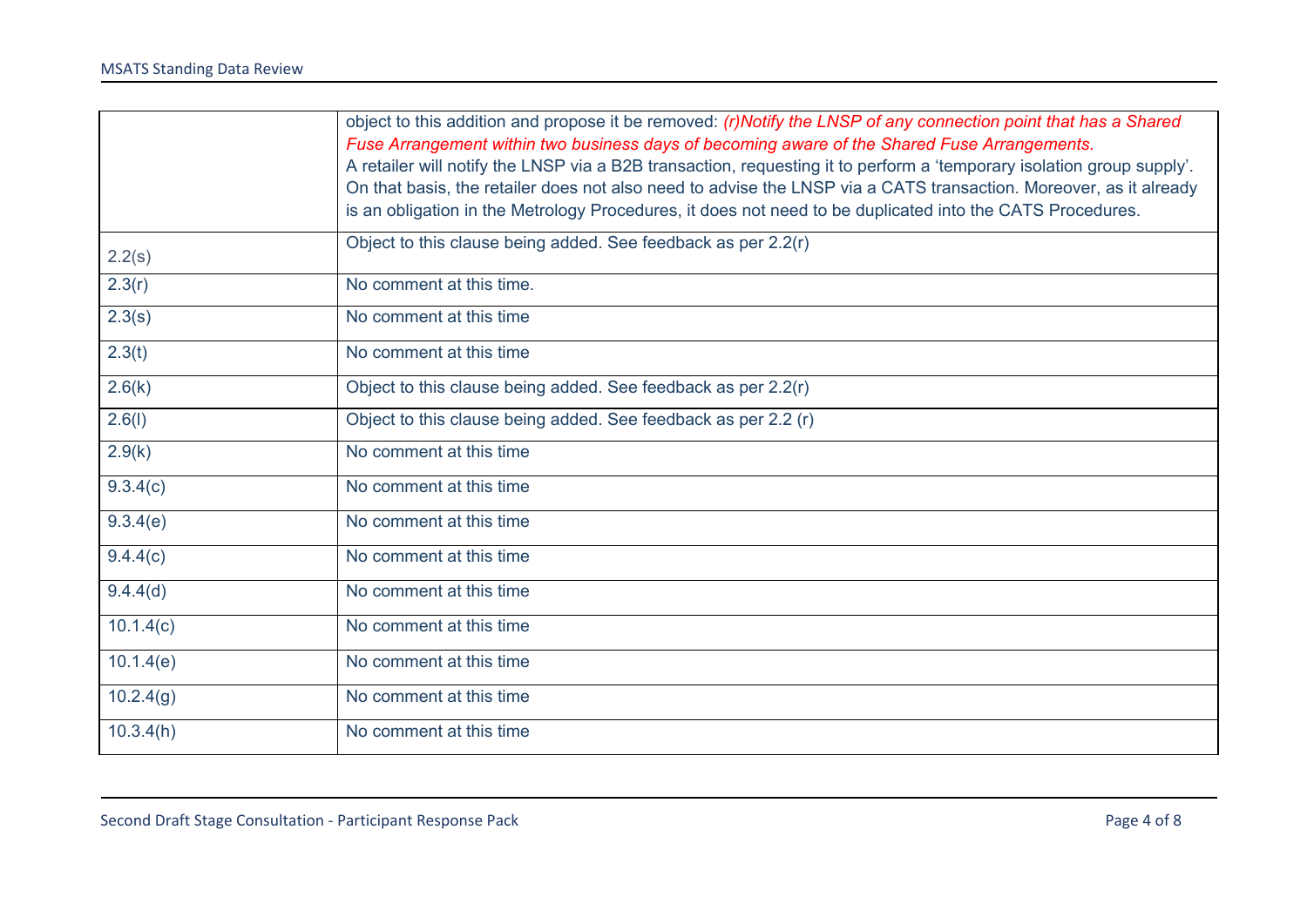| | |
|---|---|
| | object to this addition and propose it be removed: *(r)Notify the LNSP of any connection point that has a Shared Fuse Arrangement within two business days of becoming aware of the Shared Fuse Arrangements.* A retailer will notify the LNSP via a B2B transaction, requesting it to perform a 'temporary isolation group supply'. On that basis, the retailer does not also need to advise the LNSP via a CATS transaction. Moreover, as it already is an obligation in the Metrology Procedures, it does not need to be duplicated into the CATS Procedures. |
| 2.2(s) | Object to this clause being added. See feedback as per 2.2(r) |
| 2.3(r) | No comment at this time. |
| 2.3(s) | No comment at this time |
| 2.3(t) | No comment at this time |
| 2.6(k) | Object to this clause being added. See feedback as per 2.2(r) |
| 2.6(l) | Object to this clause being added. See feedback as per 2.2 (r) |
| 2.9(k) | No comment at this time |
| 9.3.4(c) | No comment at this time |
| 9.3.4(e) | No comment at this time |
| 9.4.4(c) | No comment at this time |
| 9.4.4(d) | No comment at this time |
| 10.1.4(c) | No comment at this time |
| 10.1.4(e) | No comment at this time |
| 10.2.4(g) | No comment at this time |
| 10.3.4(h) | No comment at this time |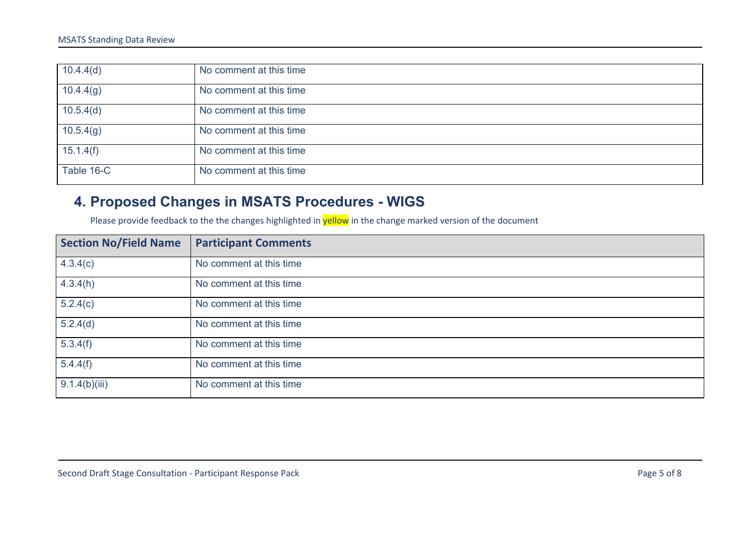| | |
|---|---|
| 10.4.4(d) | No comment at this time |
| 10.4.4(g) | No comment at this time |
| 10.5.4(d) | No comment at this time |
| 10.5.4(g) | No comment at this time |
| 15.1.4(f) | No comment at this time |
| Table 16-C | No comment at this time |

## 4. Proposed Changes in MSATS Procedures - WIGS

Please provide feedback to the the changes highlighted in yellow in the change marked version of the document

| Section No/Field Name | Participant Comments |
|---|---|
| 4.3.4(c) | No comment at this time |
| 4.3.4(h) | No comment at this time |
| 5.2.4(c) | No comment at this time |
| 5.2.4(d) | No comment at this time |
| 5.3.4(f) | No comment at this time |
| 5.4.4(f) | No comment at this time |
| 9.1.4(b)(iii) | No comment at this time |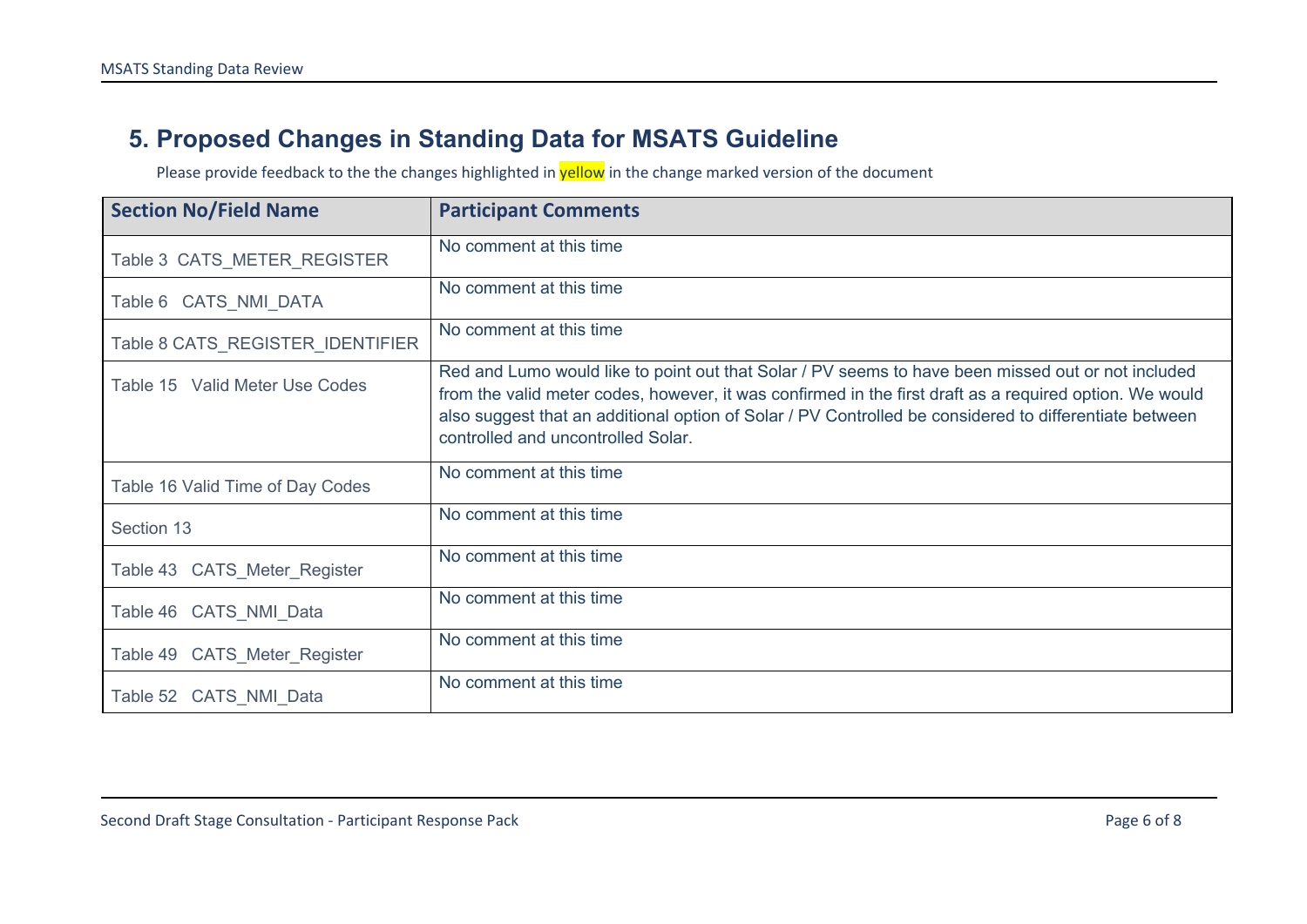## 5. Proposed Changes in Standing Data for MSATS Guideline

Please provide feedback to the the changes highlighted in yellow in the change marked version of the document

| Section No/Field Name | Participant Comments |
| --- | --- |
| Table 3 CATS_METER_REGISTER | No comment at this time |
| Table 6 CATS_NMI_DATA | No comment at this time |
| Table 8 CATS_REGISTER_IDENTIFIER | No comment at this time |
| Table 15 Valid Meter Use Codes | Red and Lumo would like to point out that Solar / PV seems to have been missed out or not included from the valid meter codes, however, it was confirmed in the first draft as a required option. We would also suggest that an additional option of Solar / PV Controlled be considered to differentiate between controlled and uncontrolled Solar. |
| Table 16 Valid Time of Day Codes | No comment at this time |
| Section 13 | No comment at this time |
| Table 43 CATS_Meter_Register | No comment at this time |
| Table 46 CATS_NMI_Data | No comment at this time |
| Table 49 CATS_Meter_Register | No comment at this time |
| Table 52 CATS_NMI_Data | No comment at this time |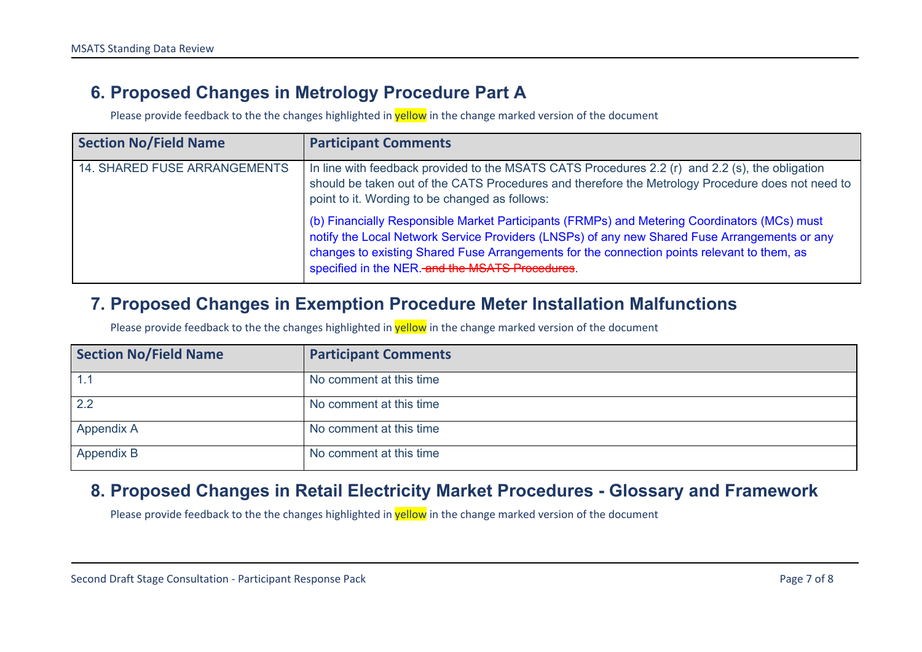## 6. Proposed Changes in Metrology Procedure Part A

Please provide feedback to the the changes highlighted in yellow in the change marked version of the document

| Section No/Field Name | Participant Comments |
|---|---|
| 14. SHARED FUSE ARRANGEMENTS | In line with feedback provided to the MSATS CATS Procedures 2.2 (r) and 2.2 (s), the obligation should be taken out of the CATS Procedures and therefore the Metrology Procedure does not need to point to it. Wording to be changed as follows:<br><br>(b) Financially Responsible Market Participants (FRMPs) and Metering Coordinators (MCs) must notify the Local Network Service Providers (LNSPs) of any new Shared Fuse Arrangements or any changes to existing Shared Fuse Arrangements for the connection points relevant to them, as specified in the NER. ~~and the MSATS Procedures~~. |

## 7. Proposed Changes in Exemption Procedure Meter Installation Malfunctions

Please provide feedback to the the changes highlighted in yellow in the change marked version of the document

| Section No/Field Name | Participant Comments |
|---|---|
| 1.1 | No comment at this time |
| 2.2 | No comment at this time |
| Appendix A | No comment at this time |
| Appendix B | No comment at this time |

## 8. Proposed Changes in Retail Electricity Market Procedures - Glossary and Framework

Please provide feedback to the the changes highlighted in yellow in the change marked version of the document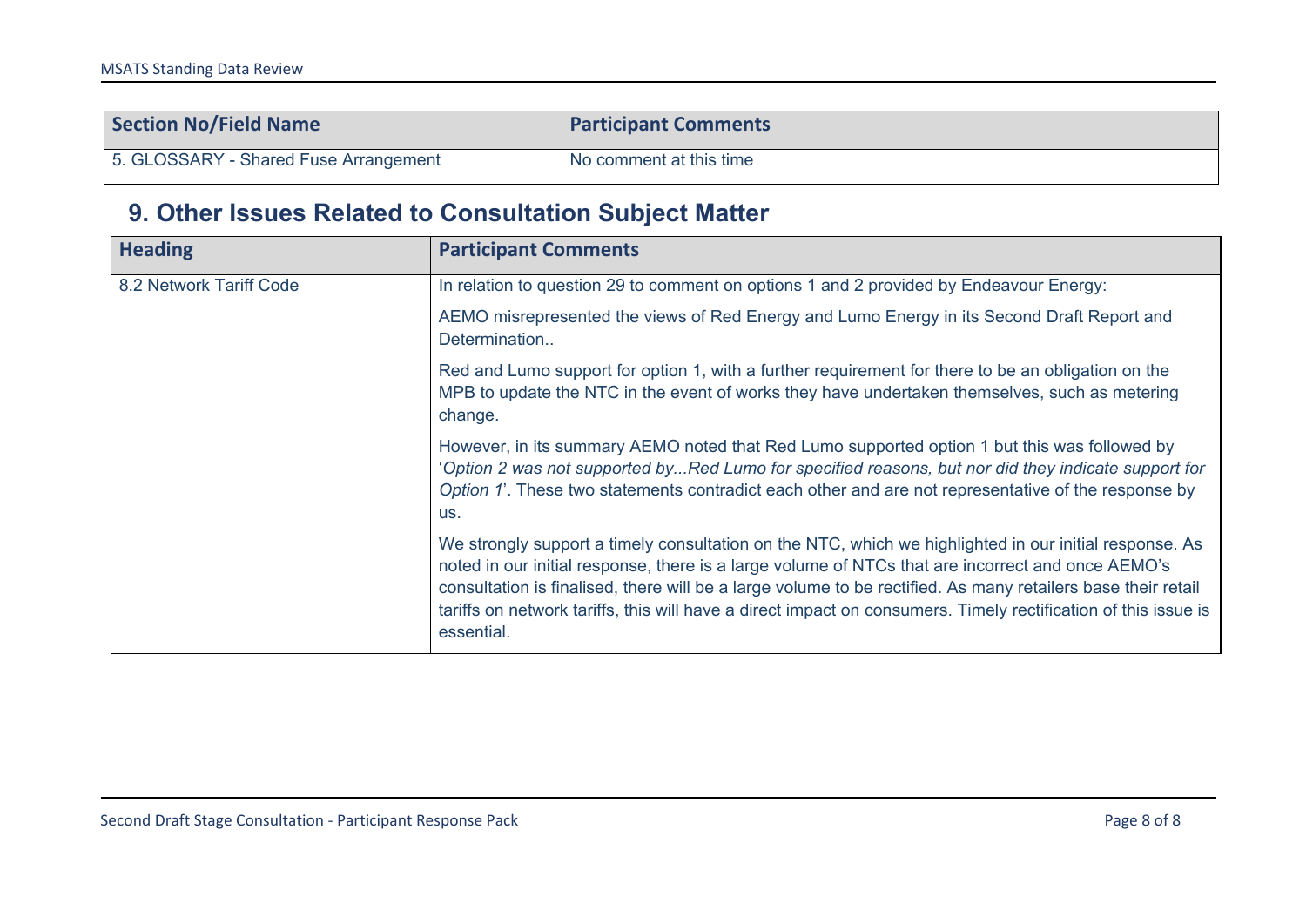| Section No/Field Name | Participant Comments |
| --- | --- |
| 5. GLOSSARY - Shared Fuse Arrangement | No comment at this time |

## 9. Other Issues Related to Consultation Subject Matter

| Heading | Participant Comments |
| --- | --- |
| 8.2 Network Tariff Code | In relation to question 29 to comment on options 1 and 2 provided by Endeavour Energy:<br><br>AEMO misrepresented the views of Red Energy and Lumo Energy in its Second Draft Report and Determination..<br><br>Red and Lumo support for option 1, with a further requirement for there to be an obligation on the MPB to update the NTC in the event of works they have undertaken themselves, such as metering change.<br><br>However, in its summary AEMO noted that Red Lumo supported option 1 but this was followed by '*Option 2 was not supported by...Red Lumo for specified reasons, but nor did they indicate support for Option 1*'. These two statements contradict each other and are not representative of the response by us.<br><br>We strongly support a timely consultation on the NTC, which we highlighted in our initial response. As noted in our initial response, there is a large volume of NTCs that are incorrect and once AEMO's consultation is finalised, there will be a large volume to be rectified. As many retailers base their retail tariffs on network tariffs, this will have a direct impact on consumers. Timely rectification of this issue is essential. |